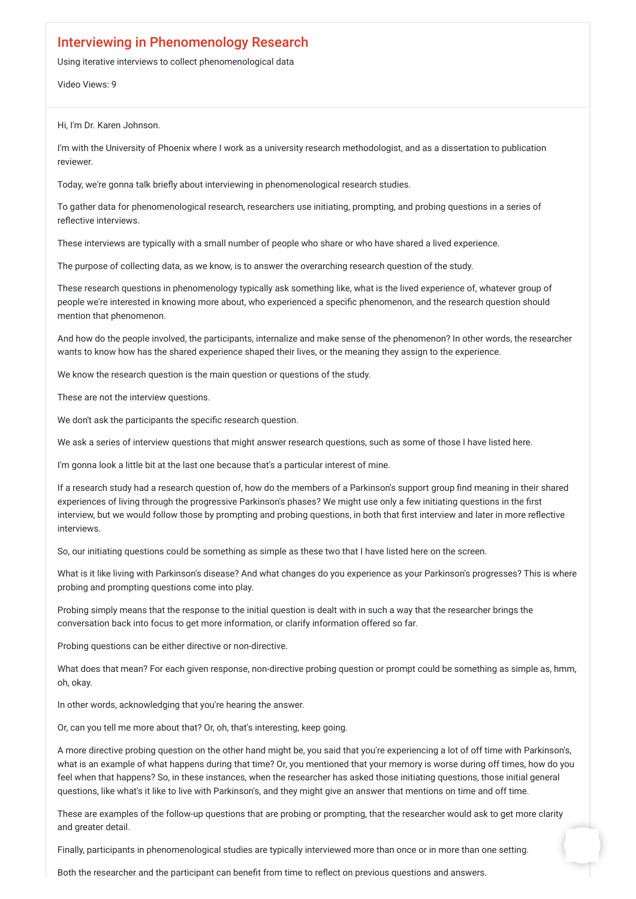# Interviewing in Phenomenology Research

Using iterative interviews to collect phenomenological data

Video Views: 9

Hi, I'm Dr. Karen Johnson.

I'm with the University of Phoenix where I work as a university research methodologist, and as a dissertation to publication reviewer.

Today, we're gonna talk briefly about interviewing in phenomenological research studies.

To gather data for phenomenological research, researchers use initiating, prompting, and probing questions in a series of reflective interviews.

These interviews are typically with a small number of people who share or who have shared a lived experience.

The purpose of collecting data, as we know, is to answer the overarching research question of the study.

These research questions in phenomenology typically ask something like, what is the lived experience of, whatever group of people we're interested in knowing more about, who experienced a specific phenomenon, and the research question should mention that phenomenon.

And how do the people involved, the participants, internalize and make sense of the phenomenon? In other words, the researcher wants to know how has the shared experience shaped their lives, or the meaning they assign to the experience.

We know the research question is the main question or questions of the study.

These are not the interview questions.

We don't ask the participants the specific research question.

We ask a series of interview questions that might answer research questions, such as some of those I have listed here.

I'm gonna look a little bit at the last one because that's a particular interest of mine.

If a research study had a research question of, how do the members of a Parkinson's support group find meaning in their shared experiences of living through the progressive Parkinson's phases? We might use only a few initiating questions in the first interview, but we would follow those by prompting and probing questions, in both that first interview and later in more reflective interviews.

So, our initiating questions could be something as simple as these two that I have listed here on the screen.

What is it like living with Parkinson's disease? And what changes do you experience as your Parkinson's progresses? This is where probing and prompting questions come into play.

Probing simply means that the response to the initial question is dealt with in such a way that the researcher brings the conversation back into focus to get more information, or clarify information offered so far.

Probing questions can be either directive or non-directive.

What does that mean? For each given response, non-directive probing question or prompt could be something as simple as, hmm, oh, okay.

In other words, acknowledging that you're hearing the answer.

Or, can you tell me more about that? Or, oh, that's interesting, keep going.

A more directive probing question on the other hand might be, you said that you're experiencing a lot of off time with Parkinson's, what is an example of what happens during that time? Or, you mentioned that your memory is worse during off times, how do you feel when that happens? So, in these instances, when the researcher has asked those initiating questions, those initial general questions, like what's it like to live with Parkinson's, and they might give an answer that mentions on time and off time.

These are examples of the follow-up questions that are probing or prompting, that the researcher would ask to get more clarity and greater detail.

Finally, participants in phenomenological studies are typically interviewed more than once or in more than one setting.

Both the researcher and the participant can benefit from time to reflect on previous questions and answers.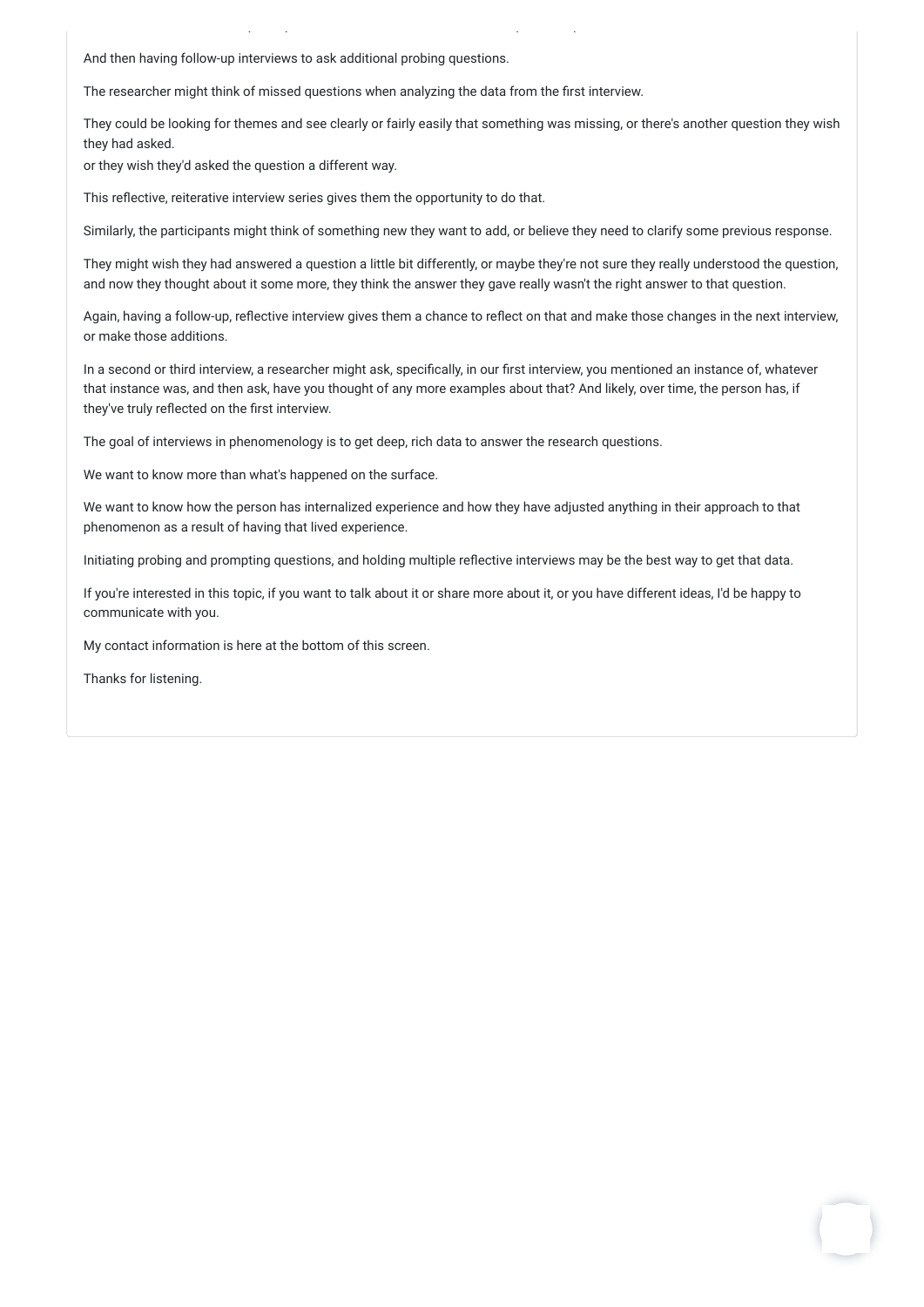And then having follow-up interviews to ask additional probing questions.

The researcher might think of missed questions when analyzing the data from the first interview.

They could be looking for themes and see clearly or fairly easily that something was missing, or there's another question they wish they had asked.
or they wish they'd asked the question a different way.

This reflective, reiterative interview series gives them the opportunity to do that.

Similarly, the participants might think of something new they want to add, or believe they need to clarify some previous response.

They might wish they had answered a question a little bit differently, or maybe they're not sure they really understood the question, and now they thought about it some more, they think the answer they gave really wasn't the right answer to that question.

Again, having a follow-up, reflective interview gives them a chance to reflect on that and make those changes in the next interview, or make those additions.

In a second or third interview, a researcher might ask, specifically, in our first interview, you mentioned an instance of, whatever that instance was, and then ask, have you thought of any more examples about that? And likely, over time, the person has, if they've truly reflected on the first interview.

The goal of interviews in phenomenology is to get deep, rich data to answer the research questions.

We want to know more than what's happened on the surface.

We want to know how the person has internalized experience and how they have adjusted anything in their approach to that phenomenon as a result of having that lived experience.

Initiating probing and prompting questions, and holding multiple reflective interviews may be the best way to get that data.

If you're interested in this topic, if you want to talk about it or share more about it, or you have different ideas, I'd be happy to communicate with you.

My contact information is here at the bottom of this screen.

Thanks for listening.